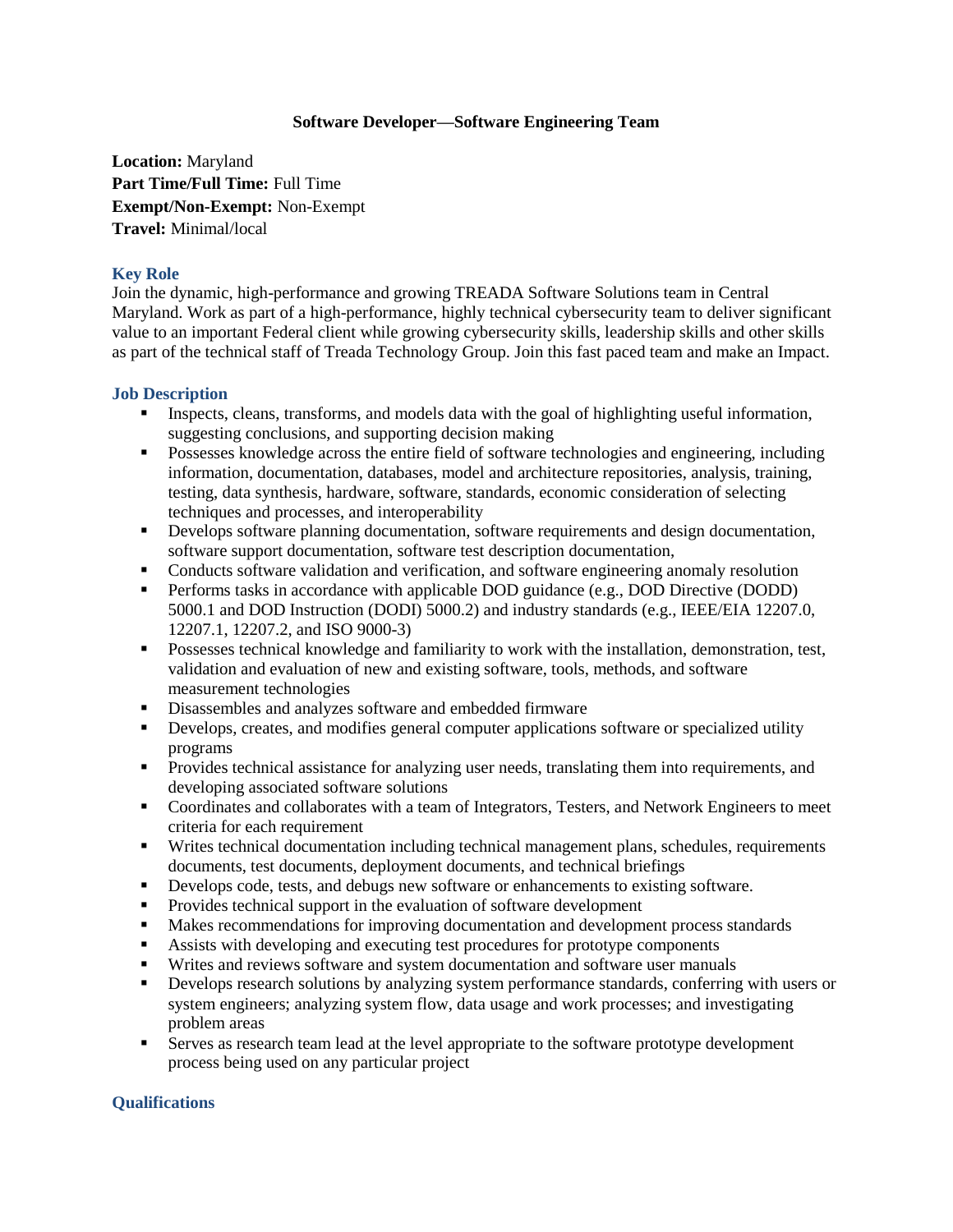**Software Developer—Software Engineering Team**

**Location:** Maryland
**Part Time/Full Time:** Full Time
**Exempt/Non-Exempt:** Non-Exempt
**Travel:** Minimal/local

## Key Role

Join the dynamic, high-performance and growing TREADA Software Solutions team in Central Maryland. Work as part of a high-performance, highly technical cybersecurity team to deliver significant value to an important Federal client while growing cybersecurity skills, leadership skills and other skills as part of the technical staff of Treada Technology Group. Join this fast paced team and make an Impact.

## Job Description

- Inspects, cleans, transforms, and models data with the goal of highlighting useful information, suggesting conclusions, and supporting decision making
- Possesses knowledge across the entire field of software technologies and engineering, including information, documentation, databases, model and architecture repositories, analysis, training, testing, data synthesis, hardware, software, standards, economic consideration of selecting techniques and processes, and interoperability
- Develops software planning documentation, software requirements and design documentation, software support documentation, software test description documentation,
- Conducts software validation and verification, and software engineering anomaly resolution
- Performs tasks in accordance with applicable DOD guidance (e.g., DOD Directive (DODD) 5000.1 and DOD Instruction (DODI) 5000.2) and industry standards (e.g., IEEE/EIA 12207.0, 12207.1, 12207.2, and ISO 9000-3)
- Possesses technical knowledge and familiarity to work with the installation, demonstration, test, validation and evaluation of new and existing software, tools, methods, and software measurement technologies
- Disassembles and analyzes software and embedded firmware
- Develops, creates, and modifies general computer applications software or specialized utility programs
- Provides technical assistance for analyzing user needs, translating them into requirements, and developing associated software solutions
- Coordinates and collaborates with a team of Integrators, Testers, and Network Engineers to meet criteria for each requirement
- Writes technical documentation including technical management plans, schedules, requirements documents, test documents, deployment documents, and technical briefings
- Develops code, tests, and debugs new software or enhancements to existing software.
- Provides technical support in the evaluation of software development
- Makes recommendations for improving documentation and development process standards
- Assists with developing and executing test procedures for prototype components
- Writes and reviews software and system documentation and software user manuals
- Develops research solutions by analyzing system performance standards, conferring with users or system engineers; analyzing system flow, data usage and work processes; and investigating problem areas
- Serves as research team lead at the level appropriate to the software prototype development process being used on any particular project

## Qualifications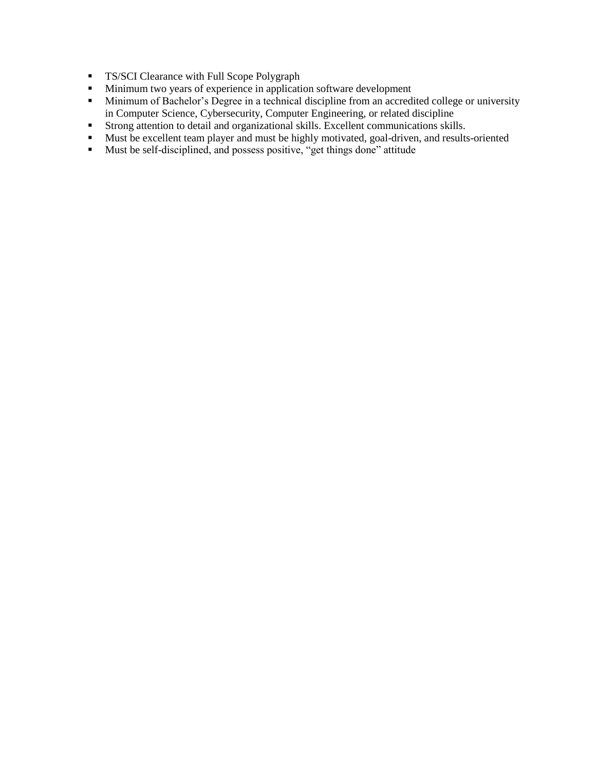- TS/SCI Clearance with Full Scope Polygraph
- Minimum two years of experience in application software development
- Minimum of Bachelor's Degree in a technical discipline from an accredited college or university in Computer Science, Cybersecurity, Computer Engineering, or related discipline
- Strong attention to detail and organizational skills. Excellent communications skills.
- Must be excellent team player and must be highly motivated, goal-driven, and results-oriented
- Must be self-disciplined, and possess positive, "get things done" attitude